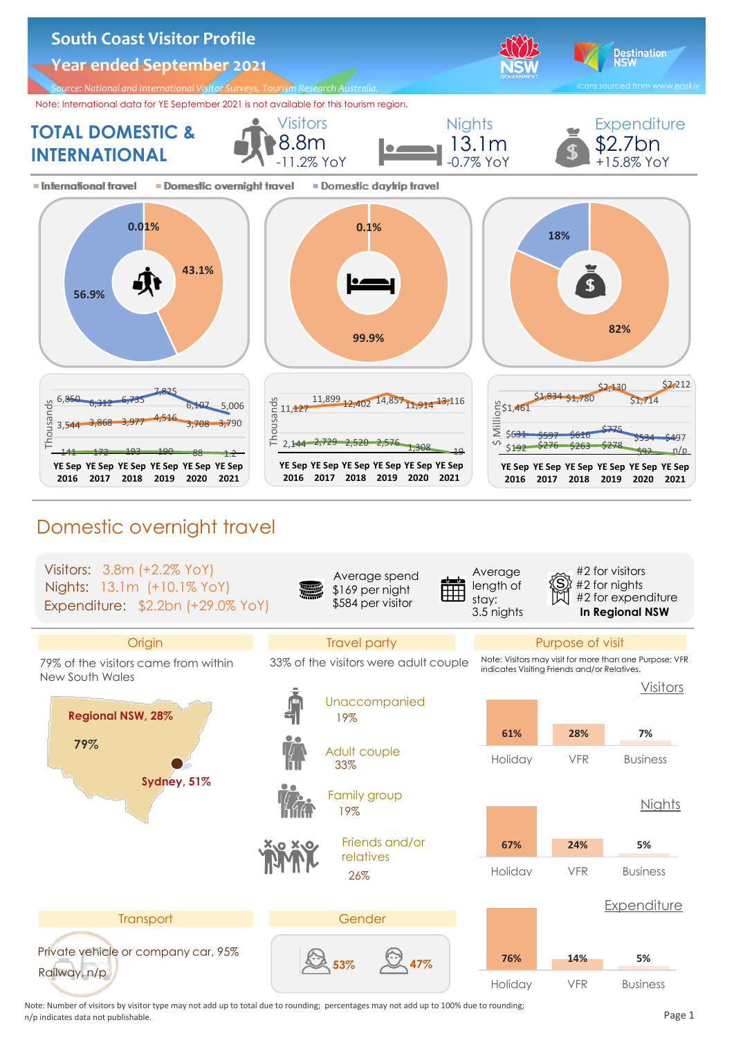# South Coast Visitor Profile

## Year ended September 2021

*Source: National and International Visitor Surveys, Tourism Research Australia.*

Icons sourced from www.easil.ly

Note: International data for YE September 2021 is not available for this tourism region.

## TOTAL DOMESTIC & INTERNATIONAL

| Visitors | Nights | Expenditure |
|---|---|---|
| 8.8m | 13.1m | $2.7bn |
| -11.2% YoY | -0.7% YoY | +15.8% YoY |

■ International travel ■ Domestic overnight travel ■ Domestic daytrip travel

| | International travel | Domestic overnight travel | Domestic daytrip travel |
|---|---|---|---|
| Visitors | 0.01% | 43.1% | 56.9% |
| Nights | 0.1% | 99.9% | |
| Expenditure | | 82% | 18% |

**Visitors (Thousands)**

| | YE Sep 2016 | YE Sep 2017 | YE Sep 2018 | YE Sep 2019 | YE Sep 2020 | YE Sep 2021 |
|---|---|---|---|---|---|---|
| Domestic daytrip | 6,850 | 6,312 | 6,735 | 7,825 | 6,107 | 5,006 |
| Domestic overnight | 3,544 | 3,868 | 3,977 | 4,516 | 3,708 | 3,790 |
| International | 141 | 172 | 193 | 190 | 88 | 1.2 |

**Nights (Thousands)**

| | YE Sep 2016 | YE Sep 2017 | YE Sep 2018 | YE Sep 2019 | YE Sep 2020 | YE Sep 2021 |
|---|---|---|---|---|---|---|
| Domestic overnight | 11,127 | 11,899 | 12,402 | 14,857 | 11,914 | 13,116 |
| International | 2,144 | 2,729 | 2,520 | 2,576 | 1,308 | 19 |

**Expenditure ($ Millions)**

| | YE Sep 2016 | YE Sep 2017 | YE Sep 2018 | YE Sep 2019 | YE Sep 2020 | YE Sep 2021 |
|---|---|---|---|---|---|---|
| Domestic overnight | $1,461 | $1,834 | $1,780 | $2,130 | $1,714 | $2,212 |
| Domestic daytrip | $631 | $597 | $616 | $775 | $534 | $497 |
| International | $192 | $276 | $263 | $278 | $92 | n/p |

## Domestic overnight travel

Visitors: 3.8m (+2.2% YoY)
Nights: 13.1m (+10.1% YoY)
Expenditure: $2.2bn (+29.0% YoY)

Average spend
$169 per night
$584 per visitor

Average length of stay:
3.5 nights

#2 for visitors
#2 for nights
#2 for expenditure
**In Regional NSW**

### Origin

79% of the visitors came from within New South Wales

- Regional NSW, 28%
- 79%
- Sydney, 51%

### Travel party

33% of the visitors were adult couple

- Unaccompanied 19%
- Adult couple 33%
- Family group 19%
- Friends and/or relatives 26%

### Purpose of visit

Note: Visitors may visit for more than one Purpose; VFR indicates Visiting Friends and/or Relatives.

| | Holiday | VFR | Business |
|---|---|---|---|
| Visitors | 61% | 28% | 7% |
| Nights | 67% | 24% | 5% |
| Expenditure | 76% | 14% | 5% |

### Transport

Private vehicle or company car, 95%

Railway, n/p

### Gender

53% (female) 47% (male)

Note: Number of visitors by visitor type may not add up to total due to rounding; percentages may not add up to 100% due to rounding; n/p indicates data not publishable.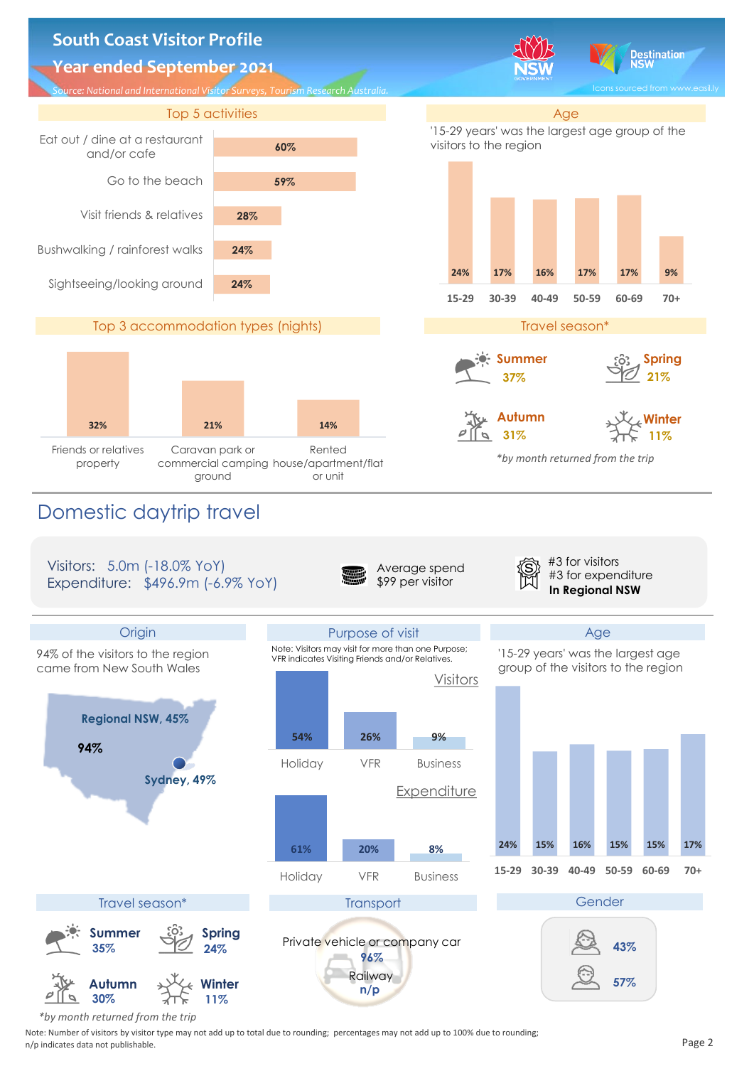# South Coast Visitor Profile

## Year ended September 2021

*Source: National and International Visitor Surveys, Tourism Research Australia.*

### Top 5 activities

| Activity | % |
|---|---|
| Eat out / dine at a restaurant and/or cafe | 60% |
| Go to the beach | 59% |
| Visit friends & relatives | 28% |
| Bushwalking / rainforest walks | 24% |
| Sightseeing/looking around | 24% |

### Age

'15-29 years' was the largest age group of the visitors to the region

| 15-29 | 30-39 | 40-49 | 50-59 | 60-69 | 70+ |
|---|---|---|---|---|---|
| 24% | 17% | 16% | 17% | 17% | 9% |

### Top 3 accommodation types (nights)

| Friends or relatives property | Caravan park or commercial camping ground | Rented house/apartment/flat or unit |
|---|---|---|
| 32% | 21% | 14% |

### Travel season*

- **Summer** 37%
- **Spring** 21%
- **Autumn** 31%
- **Winter** 11%

*by month returned from the trip

## Domestic daytrip travel

Visitors: 5.0m (-18.0% YoY)
Expenditure: $496.9m (-6.9% YoY)

Average spend $99 per visitor

#3 for visitors
#3 for expenditure
**In Regional NSW**

### Origin

94% of the visitors to the region came from New South Wales

- **94%**
- **Regional NSW, 45%**
- **Sydney, 49%**

### Purpose of visit

Note: Visitors may visit for more than one Purpose; VFR indicates Visiting Friends and/or Relatives.

| | Holiday | VFR | Business |
|---|---|---|---|
| Visitors | 54% | 26% | 9% |
| Expenditure | 61% | 20% | 8% |

### Age

'15-29 years' was the largest age group of the visitors to the region

| 15-29 | 30-39 | 40-49 | 50-59 | 60-69 | 70+ |
|---|---|---|---|---|---|
| 24% | 15% | 16% | 15% | 15% | 17% |

### Travel season*

- **Summer** 35%
- **Spring** 24%
- **Autumn** 30%
- **Winter** 11%

*by month returned from the trip

### Transport

- Private vehicle or company car **96%**
- Railway **n/p**

### Gender

- 43%
- 57%

Note: Number of visitors by visitor type may not add up to total due to rounding; percentages may not add up to 100% due to rounding; n/p indicates data not publishable.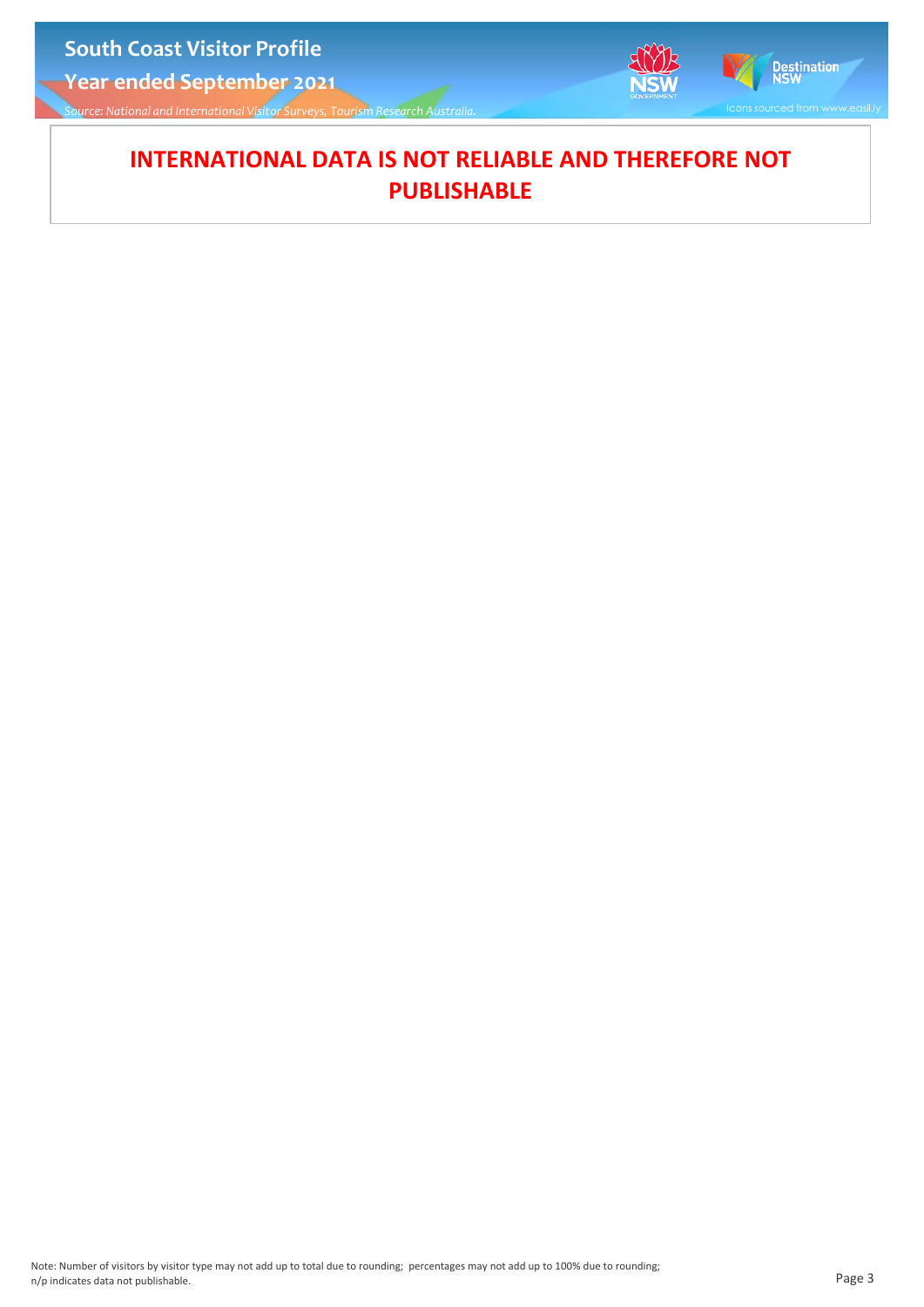**INTERNATIONAL DATA IS NOT RELIABLE AND THEREFORE NOT PUBLISHABLE**

Note: Number of visitors by visitor type may not add up to total due to rounding; percentages may not add up to 100% due to rounding;
n/p indicates data not publishable.